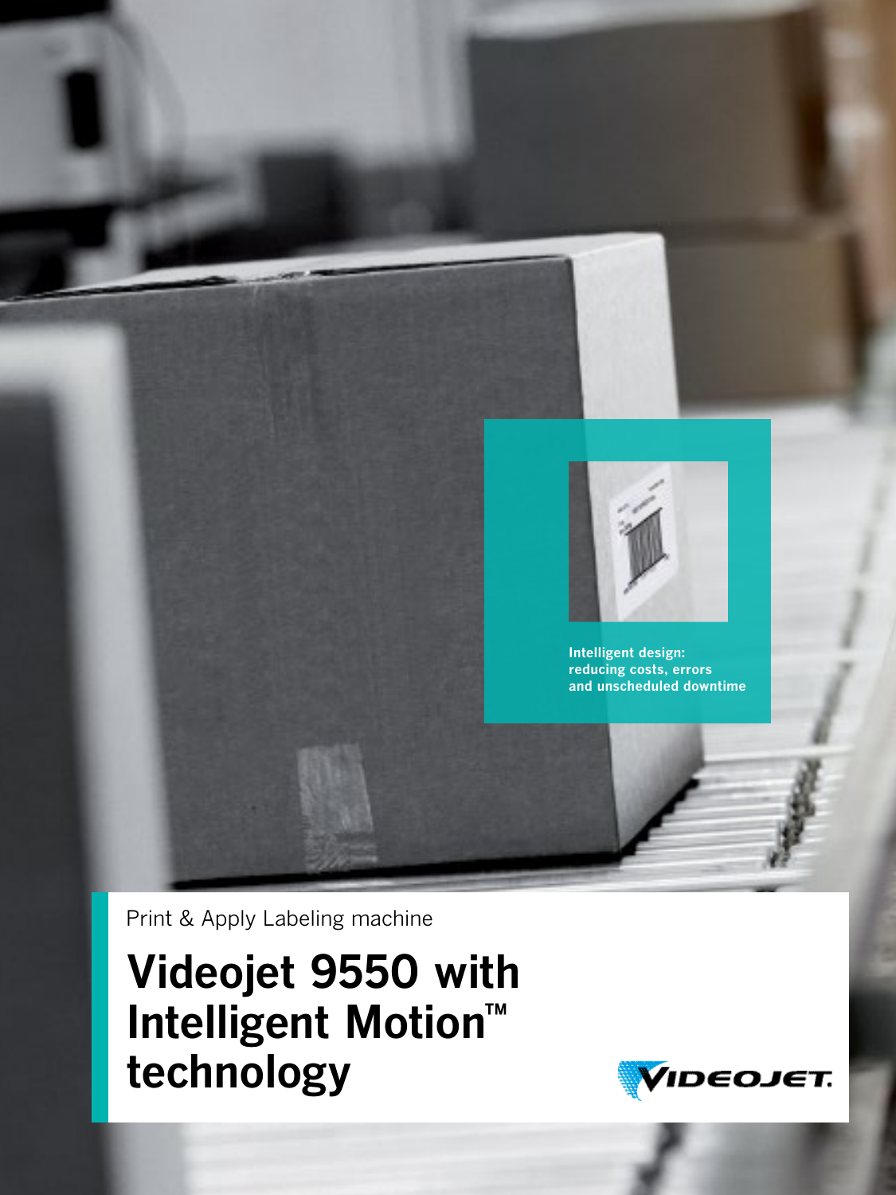Intelligent design: reducing costs, errors and unscheduled downtime

Print & Apply Labeling machine

# Videojet 9550 with Intelligent Motion™ technology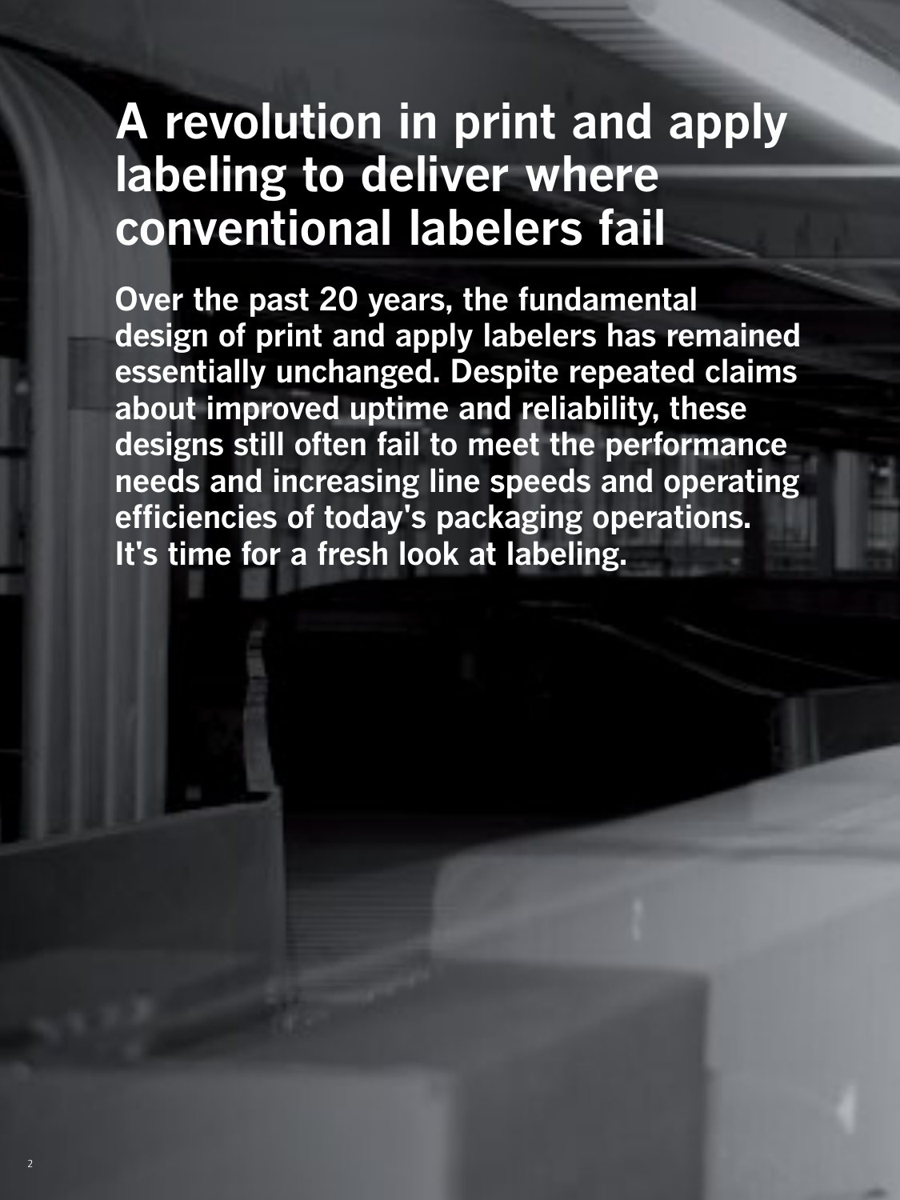# A revolution in print and apply labeling to deliver where conventional labelers fail

**Over the past 20 years, the fundamental design of print and apply labelers has remained essentially unchanged. Despite repeated claims about improved uptime and reliability, these designs still often fail to meet the performance needs and increasing line speeds and operating efficiencies of today's packaging operations. It's time for a fresh look at labeling.**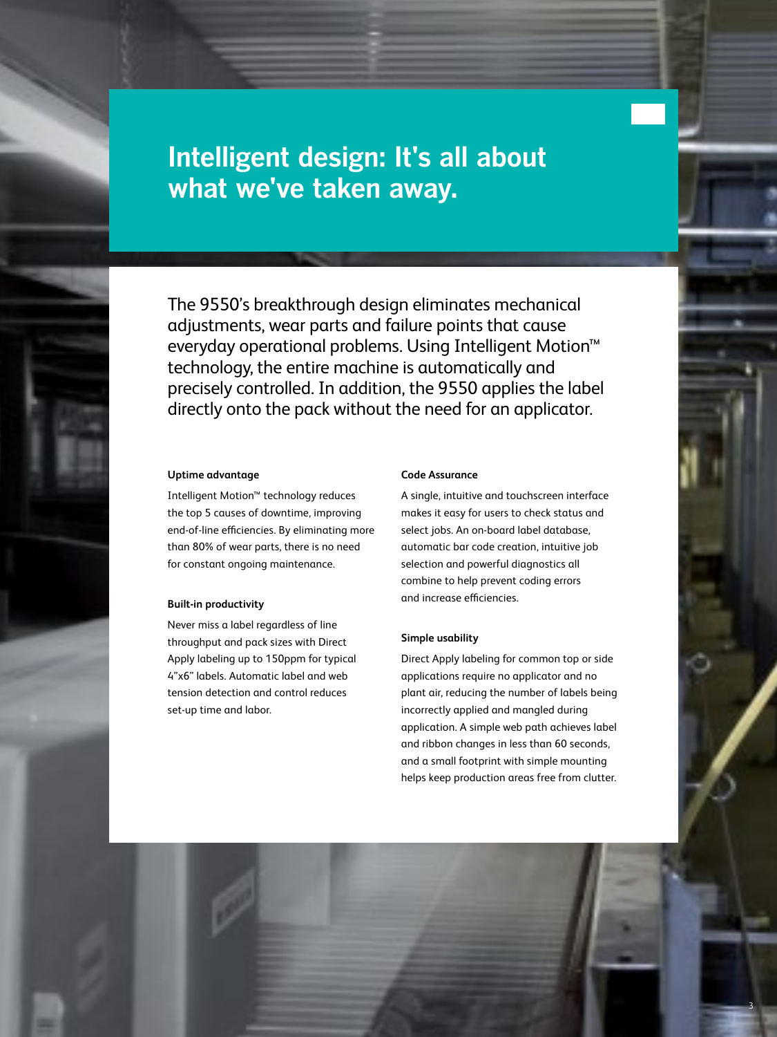# Intelligent design: It's all about what we've taken away.

The 9550's breakthrough design eliminates mechanical adjustments, wear parts and failure points that cause everyday operational problems. Using Intelligent Motion™ technology, the entire machine is automatically and precisely controlled. In addition, the 9550 applies the label directly onto the pack without the need for an applicator.

**Uptime advantage**

Intelligent Motion™ technology reduces the top 5 causes of downtime, improving end-of-line efficiencies. By eliminating more than 80% of wear parts, there is no need for constant ongoing maintenance.

**Built-in productivity**

Never miss a label regardless of line throughput and pack sizes with Direct Apply labeling up to 150ppm for typical 4"x6" labels. Automatic label and web tension detection and control reduces set-up time and labor.

**Code Assurance**

A single, intuitive and touchscreen interface makes it easy for users to check status and select jobs. An on-board label database, automatic bar code creation, intuitive job selection and powerful diagnostics all combine to help prevent coding errors and increase efficiencies.

**Simple usability**

Direct Apply labeling for common top or side applications require no applicator and no plant air, reducing the number of labels being incorrectly applied and mangled during application. A simple web path achieves label and ribbon changes in less than 60 seconds, and a small footprint with simple mounting helps keep production areas free from clutter.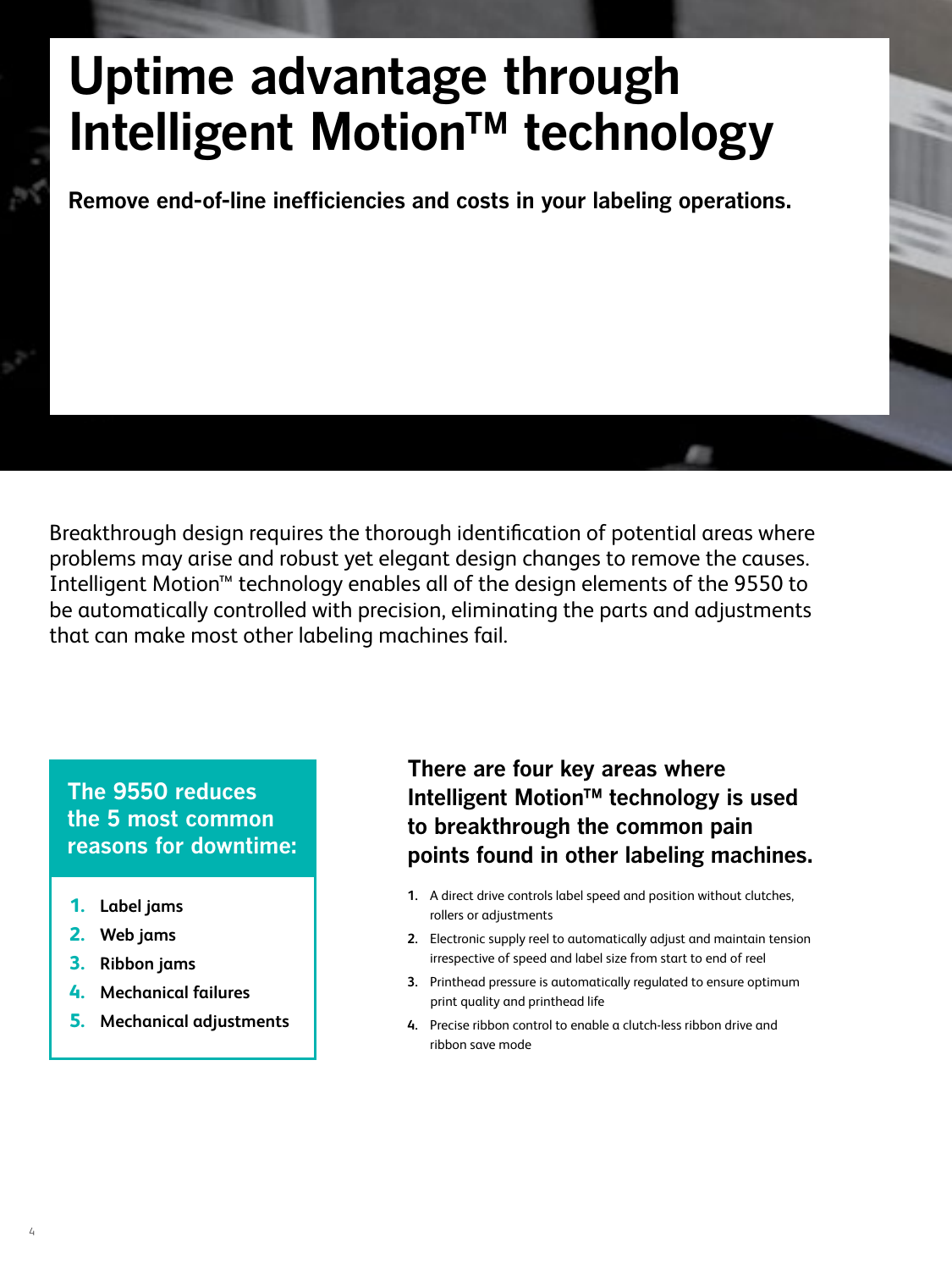# Uptime advantage through Intelligent Motion™ technology

**Remove end-of-line inefficiencies and costs in your labeling operations.**

Breakthrough design requires the thorough identification of potential areas where problems may arise and robust yet elegant design changes to remove the causes. Intelligent Motion™ technology enables all of the design elements of the 9550 to be automatically controlled with precision, eliminating the parts and adjustments that can make most other labeling machines fail.

### The 9550 reduces the 5 most common reasons for downtime:

1. **Label jams**
2. **Web jams**
3. **Ribbon jams**
4. **Mechanical failures**
5. **Mechanical adjustments**

### There are four key areas where Intelligent Motion™ technology is used to breakthrough the common pain points found in other labeling machines.

1. A direct drive controls label speed and position without clutches, rollers or adjustments
2. Electronic supply reel to automatically adjust and maintain tension irrespective of speed and label size from start to end of reel
3. Printhead pressure is automatically regulated to ensure optimum print quality and printhead life
4. Precise ribbon control to enable a clutch-less ribbon drive and ribbon save mode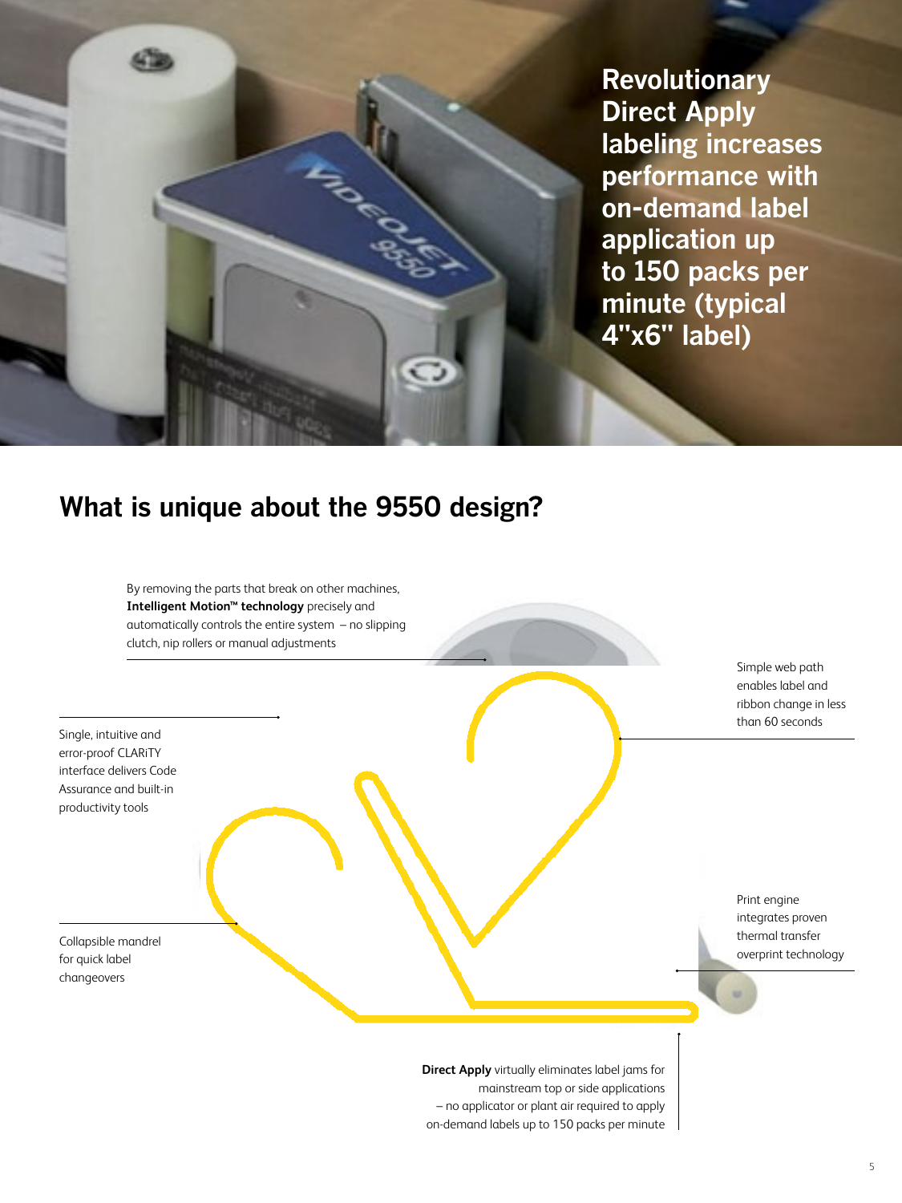**Revolutionary Direct Apply labeling increases performance with on-demand label application up to 150 packs per minute (typical 4"x6" label)**

## What is unique about the 9550 design?

By removing the parts that break on other machines, **Intelligent Motion™ technology** precisely and automatically controls the entire system – no slipping clutch, nip rollers or manual adjustments

Simple web path enables label and ribbon change in less than 60 seconds

Single, intuitive and error-proof CLARiTY interface delivers Code Assurance and built-in productivity tools

Print engine integrates proven thermal transfer overprint technology

Collapsible mandrel for quick label changeovers

**Direct Apply** virtually eliminates label jams for mainstream top or side applications – no applicator or plant air required to apply on-demand labels up to 150 packs per minute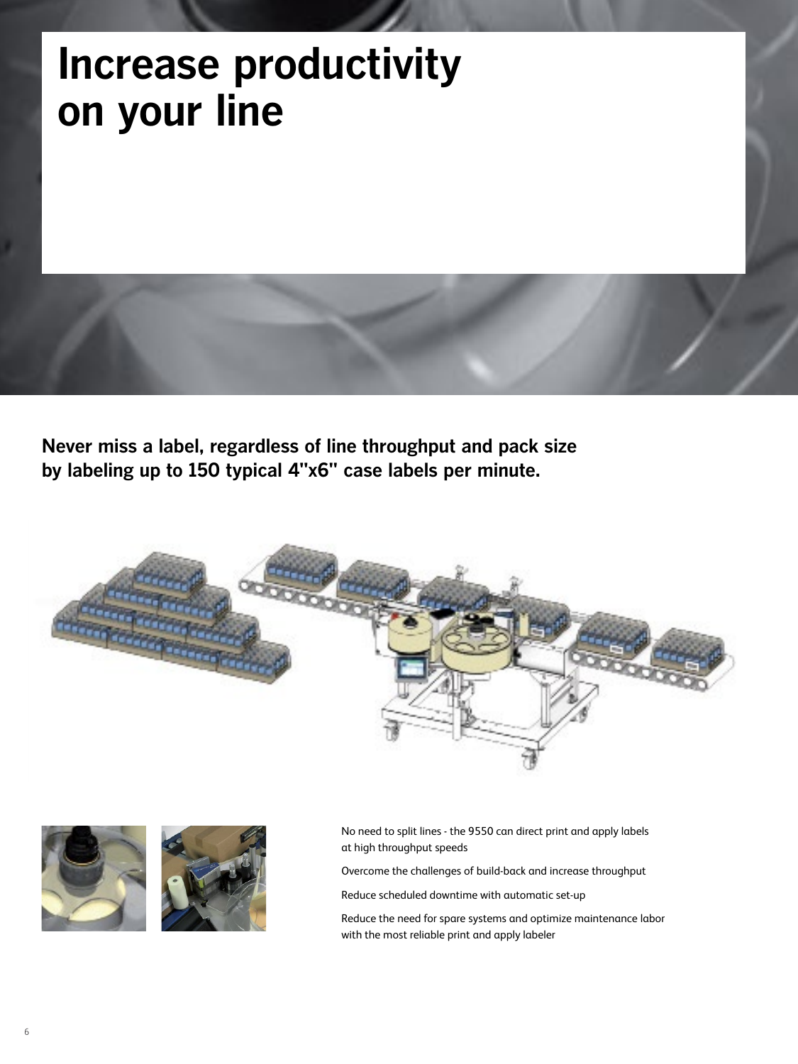# Increase productivity on your line

**Never miss a label, regardless of line throughput and pack size by labeling up to 150 typical 4"x6" case labels per minute.**

No need to split lines - the 9550 can direct print and apply labels at high throughput speeds

Overcome the challenges of build-back and increase throughput

Reduce scheduled downtime with automatic set-up

Reduce the need for spare systems and optimize maintenance labor with the most reliable print and apply labeler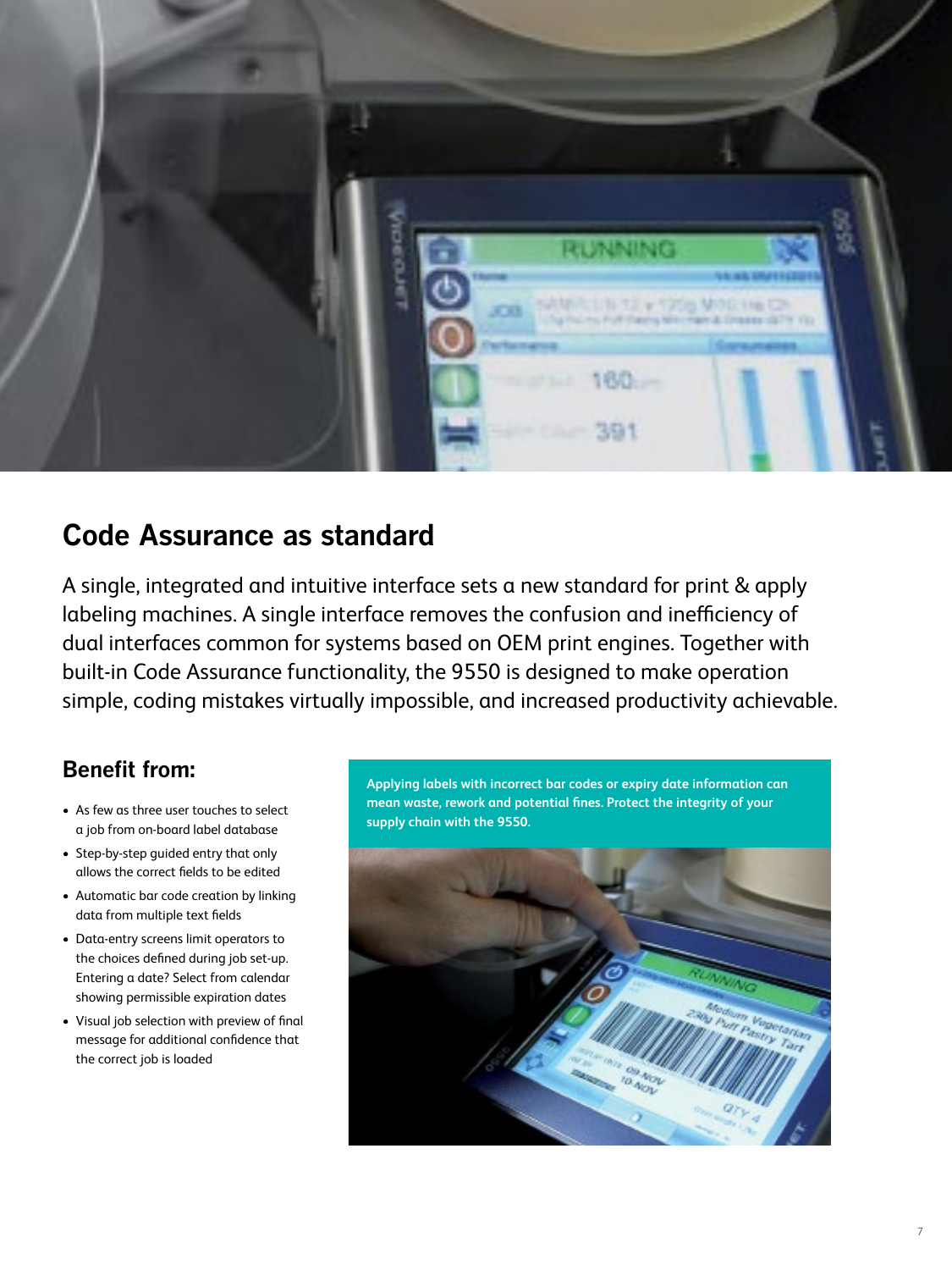## Code Assurance as standard

A single, integrated and intuitive interface sets a new standard for print & apply labeling machines. A single interface removes the confusion and inefficiency of dual interfaces common for systems based on OEM print engines. Together with built-in Code Assurance functionality, the 9550 is designed to make operation simple, coding mistakes virtually impossible, and increased productivity achievable.

### Benefit from:

- As few as three user touches to select a job from on-board label database
- Step-by-step guided entry that only allows the correct fields to be edited
- Automatic bar code creation by linking data from multiple text fields
- Data-entry screens limit operators to the choices defined during job set-up. Entering a date? Select from calendar showing permissible expiration dates
- Visual job selection with preview of final message for additional confidence that the correct job is loaded

**Applying labels with incorrect bar codes or expiry date information can mean waste, rework and potential fines. Protect the integrity of your supply chain with the 9550.**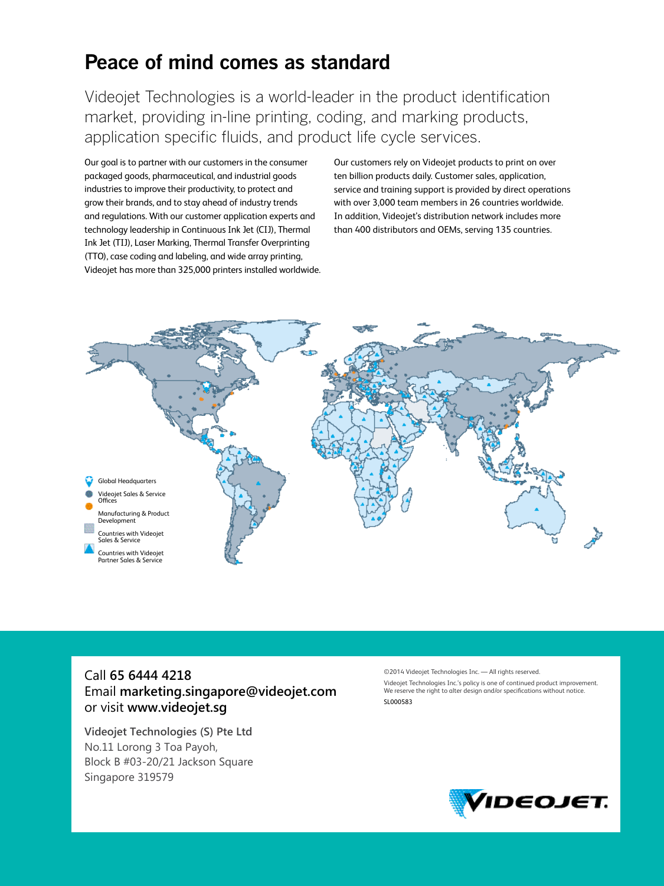# Peace of mind comes as standard

Videojet Technologies is a world-leader in the product identification market, providing in-line printing, coding, and marking products, application specific fluids, and product life cycle services.

Our goal is to partner with our customers in the consumer packaged goods, pharmaceutical, and industrial goods industries to improve their productivity, to protect and grow their brands, and to stay ahead of industry trends and regulations. With our customer application experts and technology leadership in Continuous Ink Jet (CIJ), Thermal Ink Jet (TIJ), Laser Marking, Thermal Transfer Overprinting (TTO), case coding and labeling, and wide array printing, Videojet has more than 325,000 printers installed worldwide.

Our customers rely on Videojet products to print on over ten billion products daily. Customer sales, application, service and training support is provided by direct operations with over 3,000 team members in 26 countries worldwide. In addition, Videojet's distribution network includes more than 400 distributors and OEMs, serving 135 countries.

Global Headquarters

Videojet Sales & Service Offices

Manufacturing & Product Development

Countries with Videojet Sales & Service

Countries with Videojet Partner Sales & Service

Call **65 6444 4218**
Email **marketing.singapore@videojet.com**
or visit **www.videojet.sg**

**Videojet Technologies (S) Pte Ltd**
No.11 Lorong 3 Toa Payoh,
Block B #03-20/21 Jackson Square
Singapore 319579

©2014 Videojet Technologies Inc. — All rights reserved.

Videojet Technologies Inc.'s policy is one of continued product improvement. We reserve the right to alter design and/or specifications without notice.

SL000583